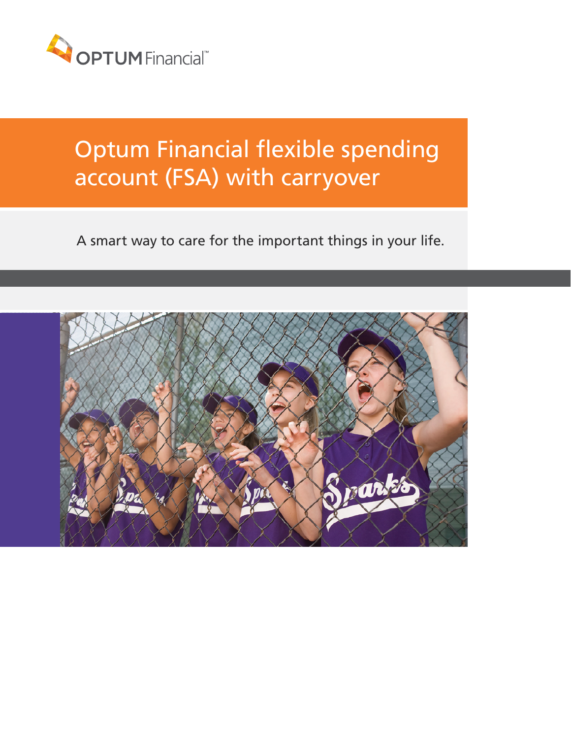OPTUM Financial™

# Optum Financial flexible spending account (FSA) with carryover

A smart way to care for the important things in your life.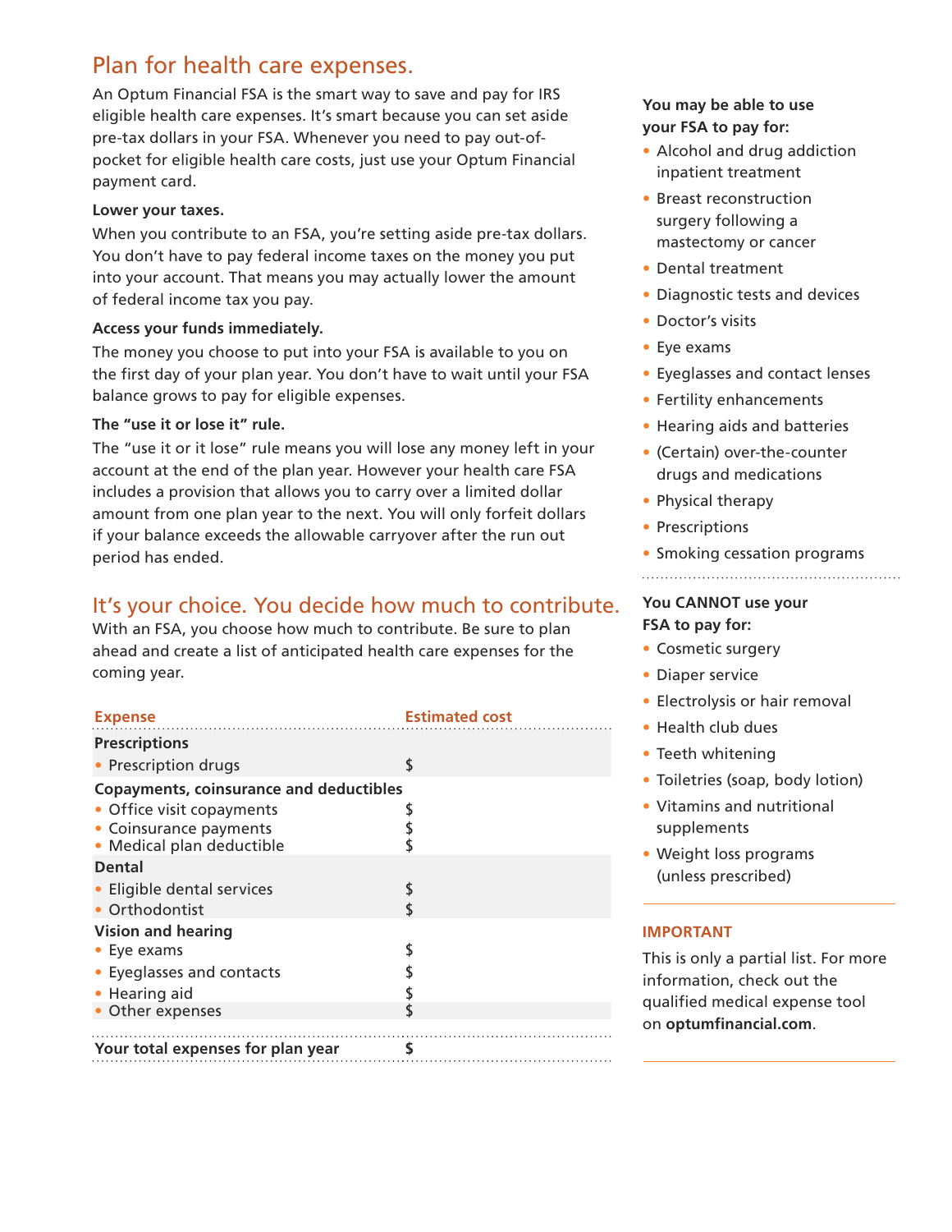## Plan for health care expenses.

An Optum Financial FSA is the smart way to save and pay for IRS eligible health care expenses. It's smart because you can set aside pre-tax dollars in your FSA. Whenever you need to pay out-of-pocket for eligible health care costs, just use your Optum Financial payment card.

**Lower your taxes.**

When you contribute to an FSA, you're setting aside pre-tax dollars. You don't have to pay federal income taxes on the money you put into your account. That means you may actually lower the amount of federal income tax you pay.

**Access your funds immediately.**

The money you choose to put into your FSA is available to you on the first day of your plan year. You don't have to wait until your FSA balance grows to pay for eligible expenses.

**The "use it or lose it" rule.**

The "use it or it lose" rule means you will lose any money left in your account at the end of the plan year. However your health care FSA includes a provision that allows you to carry over a limited dollar amount from one plan year to the next. You will only forfeit dollars if your balance exceeds the allowable carryover after the run out period has ended.

## It's your choice. You decide how much to contribute.

With an FSA, you choose how much to contribute. Be sure to plan ahead and create a list of anticipated health care expenses for the coming year.

| Expense | Estimated cost |
|---|---|
| **Prescriptions** | |
| • Prescription drugs | $ |
| **Copayments, coinsurance and deductibles** | |
| • Office visit copayments | $ |
| • Coinsurance payments | $ |
| • Medical plan deductible | $ |
| **Dental** | |
| • Eligible dental services | $ |
| • Orthodontist | $ |
| **Vision and hearing** | |
| • Eye exams | $ |
| • Eyeglasses and contacts | $ |
| • Hearing aid | $ |
| • Other expenses | $ |
| **Your total expenses for plan year** | **$** |

**You may be able to use your FSA to pay for:**

- Alcohol and drug addiction inpatient treatment
- Breast reconstruction surgery following a mastectomy or cancer
- Dental treatment
- Diagnostic tests and devices
- Doctor's visits
- Eye exams
- Eyeglasses and contact lenses
- Fertility enhancements
- Hearing aids and batteries
- (Certain) over-the-counter drugs and medications
- Physical therapy
- Prescriptions
- Smoking cessation programs

**You CANNOT use your FSA to pay for:**

- Cosmetic surgery
- Diaper service
- Electrolysis or hair removal
- Health club dues
- Teeth whitening
- Toiletries (soap, body lotion)
- Vitamins and nutritional supplements
- Weight loss programs (unless prescribed)

**IMPORTANT**

This is only a partial list. For more information, check out the qualified medical expense tool on **optumfinancial.com**.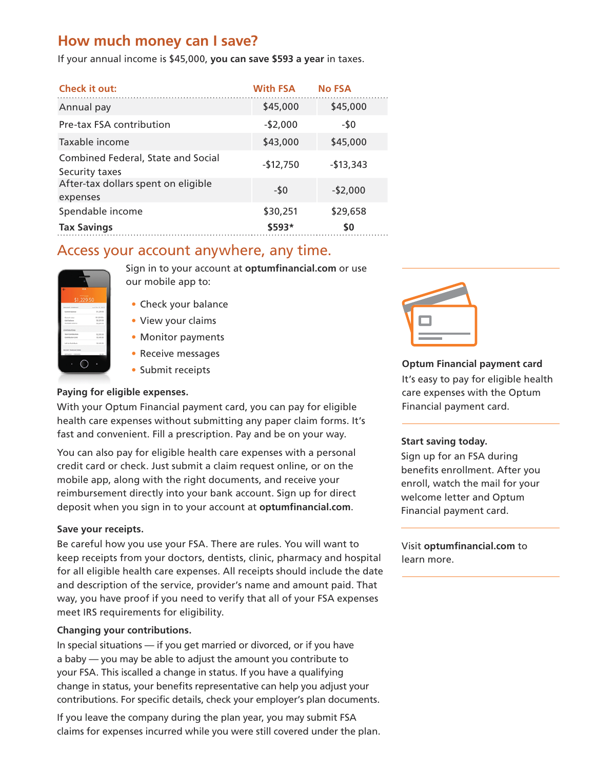## How much money can I save?

If your annual income is $45,000, **you can save $593 a year** in taxes.

| Check it out: | With FSA | No FSA |
|---|---|---|
| Annual pay | $45,000 | $45,000 |
| Pre-tax FSA contribution | -$2,000 | -$0 |
| Taxable income | $43,000 | $45,000 |
| Combined Federal, State and Social Security taxes | -$12,750 | -$13,343 |
| After-tax dollars spent on eligible expenses | -$0 | -$2,000 |
| Spendable income | $30,251 | $29,658 |
| **Tax Savings** | **$593*** | **$0** |

## Access your account anywhere, any time.

Sign in to your account at **optumfinancial.com** or use our mobile app to:

- Check your balance
- View your claims
- Monitor payments
- Receive messages
- Submit receipts

**Paying for eligible expenses.**

With your Optum Financial payment card, you can pay for eligible health care expenses without submitting any paper claim forms. It's fast and convenient. Fill a prescription. Pay and be on your way.

You can also pay for eligible health care expenses with a personal credit card or check. Just submit a claim request online, or on the mobile app, along with the right documents, and receive your reimbursement directly into your bank account. Sign up for direct deposit when you sign in to your account at **optumfinancial.com**.

**Save your receipts.**

Be careful how you use your FSA. There are rules. You will want to keep receipts from your doctors, dentists, clinic, pharmacy and hospital for all eligible health care expenses. All receipts should include the date and description of the service, provider's name and amount paid. That way, you have proof if you need to verify that all of your FSA expenses meet IRS requirements for eligibility.

**Changing your contributions.**

In special situations — if you get married or divorced, or if you have a baby — you may be able to adjust the amount you contribute to your FSA. This iscalled a change in status. If you have a qualifying change in status, your benefits representative can help you adjust your contributions. For specific details, check your employer's plan documents.

If you leave the company during the plan year, you may submit FSA claims for expenses incurred while you were still covered under the plan.

**Optum Financial payment card**

It's easy to pay for eligible health care expenses with the Optum Financial payment card.

**Start saving today.**

Sign up for an FSA during benefits enrollment. After you enroll, watch the mail for your welcome letter and Optum Financial payment card.

Visit **optumfinancial.com** to learn more.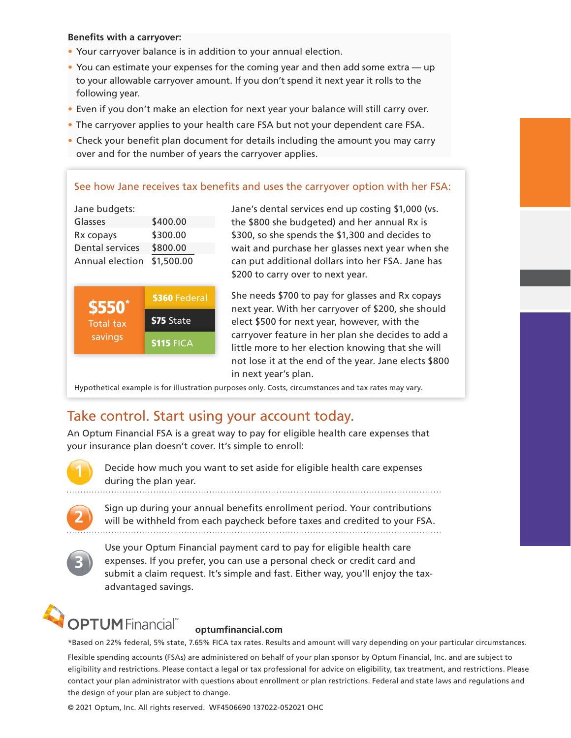**Benefits with a carryover:**

- Your carryover balance is in addition to your annual election.
- You can estimate your expenses for the coming year and then add some extra — up to your allowable carryover amount. If you don't spend it next year it rolls to the following year.
- Even if you don't make an election for next year your balance will still carry over.
- The carryover applies to your health care FSA but not your dependent care FSA.
- Check your benefit plan document for details including the amount you may carry over and for the number of years the carryover applies.

### See how Jane receives tax benefits and uses the carryover option with her FSA:

Jane budgets:

| | |
|---|---|
| Glasses | $400.00 |
| Rx copays | $300.00 |
| Dental services | $800.00 |
| Annual election | $1,500.00 |

**$550*** Total tax savings

- **$360** Federal
- **$75** State
- **$115** FICA

Jane's dental services end up costing $1,000 (vs. the $800 she budgeted) and her annual Rx is $300, so she spends the $1,300 and decides to wait and purchase her glasses next year when she can put additional dollars into her FSA. Jane has $200 to carry over to next year.

She needs $700 to pay for glasses and Rx copays next year. With her carryover of $200, she should elect $500 for next year, however, with the carryover feature in her plan she decides to add a little more to her election knowing that she will not lose it at the end of the year. Jane elects $800 in next year's plan.

Hypothetical example is for illustration purposes only. Costs, circumstances and tax rates may vary.

## Take control. Start using your account today.

An Optum Financial FSA is a great way to pay for eligible health care expenses that your insurance plan doesn't cover. It's simple to enroll:

1. Decide how much you want to set aside for eligible health care expenses during the plan year.
2. Sign up during your annual benefits enrollment period. Your contributions will be withheld from each paycheck before taxes and credited to your FSA.
3. Use your Optum Financial payment card to pay for eligible health care expenses. If you prefer, you can use a personal check or credit card and submit a claim request. It's simple and fast. Either way, you'll enjoy the tax-advantaged savings.

OPTUM Financial™ **optumfinancial.com**

*Based on 22% federal, 5% state, 7.65% FICA tax rates. Results and amount will vary depending on your particular circumstances.

Flexible spending accounts (FSAs) are administered on behalf of your plan sponsor by Optum Financial, Inc. and are subject to eligibility and restrictions. Please contact a legal or tax professional for advice on eligibility, tax treatment, and restrictions. Please contact your plan administrator with questions about enrollment or plan restrictions. Federal and state laws and regulations and the design of your plan are subject to change.

© 2021 Optum, Inc. All rights reserved. WF4506690 137022-052021 OHC